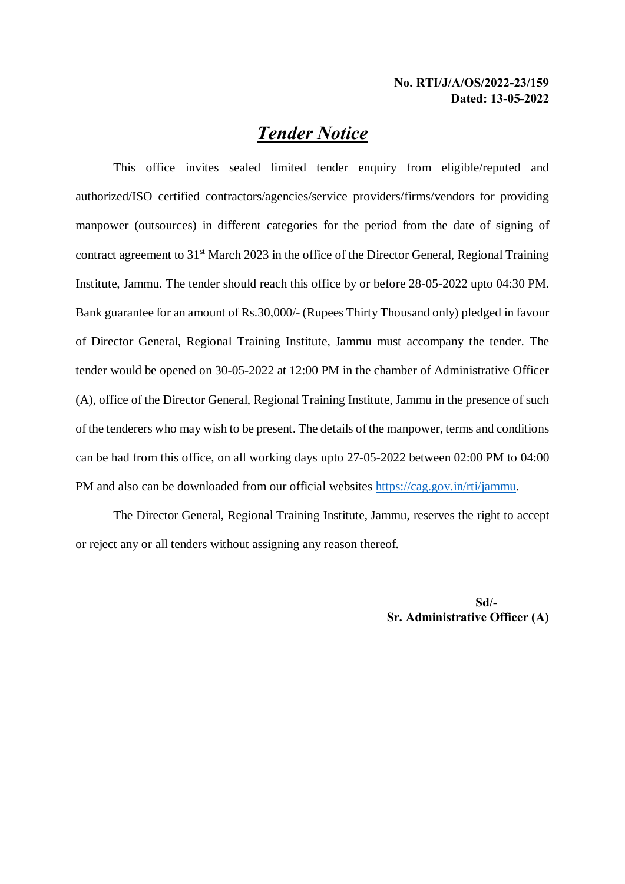**No. RTI/J/A/OS/2022-23/159**
**Dated: 13-05-2022**

# ***Tender Notice***

This office invites sealed limited tender enquiry from eligible/reputed and authorized/ISO certified contractors/agencies/service providers/firms/vendors for providing manpower (outsources) in different categories for the period from the date of signing of contract agreement to 31st March 2023 in the office of the Director General, Regional Training Institute, Jammu. The tender should reach this office by or before 28-05-2022 upto 04:30 PM. Bank guarantee for an amount of Rs.30,000/- (Rupees Thirty Thousand only) pledged in favour of Director General, Regional Training Institute, Jammu must accompany the tender. The tender would be opened on 30-05-2022 at 12:00 PM in the chamber of Administrative Officer (A), office of the Director General, Regional Training Institute, Jammu in the presence of such of the tenderers who may wish to be present. The details of the manpower, terms and conditions can be had from this office, on all working days upto 27-05-2022 between 02:00 PM to 04:00 PM and also can be downloaded from our official websites https://cag.gov.in/rti/jammu.

The Director General, Regional Training Institute, Jammu, reserves the right to accept or reject any or all tenders without assigning any reason thereof.

**Sd/-**
**Sr. Administrative Officer (A)**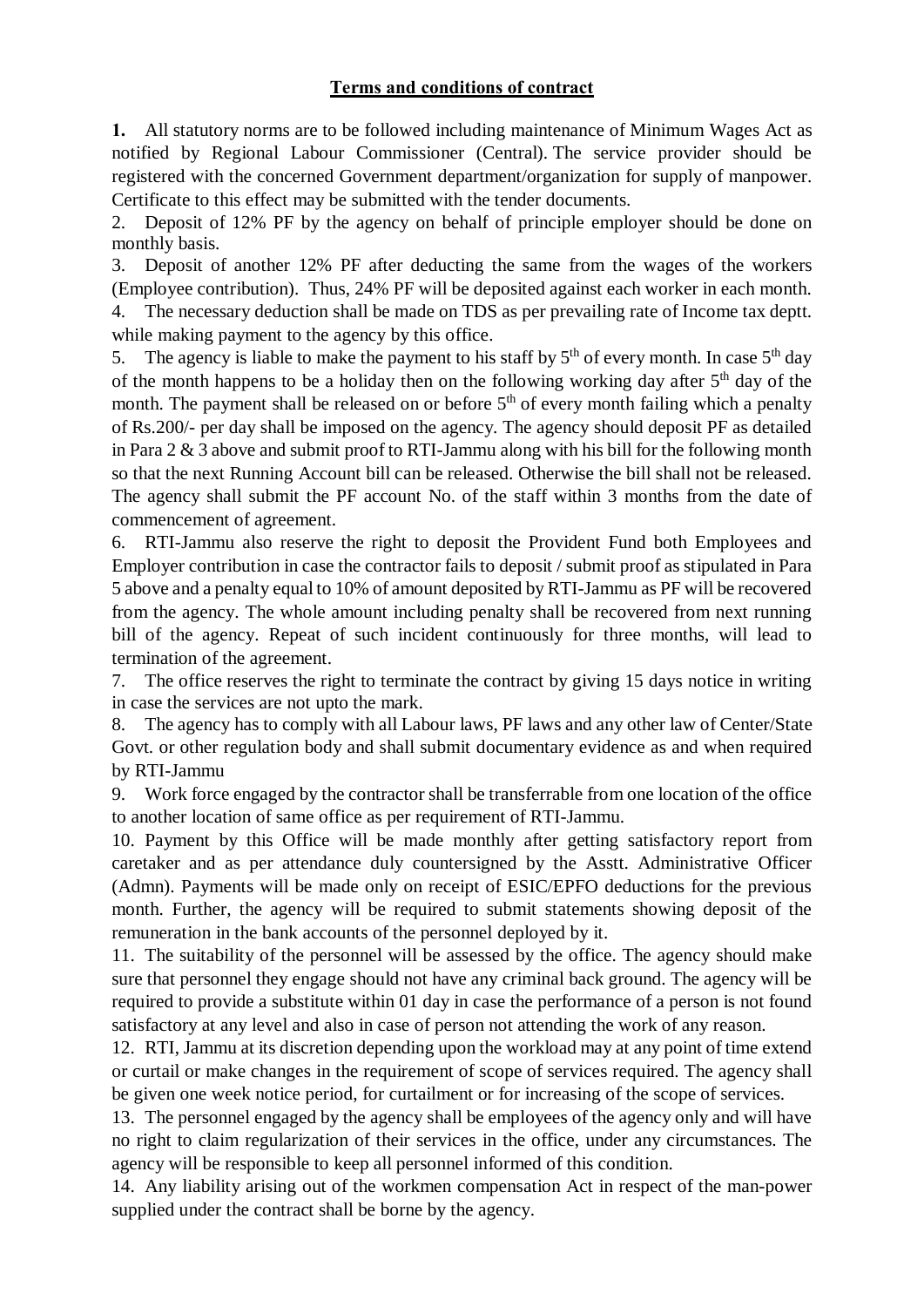## Terms and conditions of contract

**1.** All statutory norms are to be followed including maintenance of Minimum Wages Act as notified by Regional Labour Commissioner (Central). The service provider should be registered with the concerned Government department/organization for supply of manpower. Certificate to this effect may be submitted with the tender documents.

2. Deposit of 12% PF by the agency on behalf of principle employer should be done on monthly basis.

3. Deposit of another 12% PF after deducting the same from the wages of the workers (Employee contribution). Thus, 24% PF will be deposited against each worker in each month.

4. The necessary deduction shall be made on TDS as per prevailing rate of Income tax deptt. while making payment to the agency by this office.

5. The agency is liable to make the payment to his staff by 5th of every month. In case 5th day of the month happens to be a holiday then on the following working day after 5th day of the month. The payment shall be released on or before 5th of every month failing which a penalty of Rs.200/- per day shall be imposed on the agency. The agency should deposit PF as detailed in Para 2 & 3 above and submit proof to RTI-Jammu along with his bill for the following month so that the next Running Account bill can be released. Otherwise the bill shall not be released. The agency shall submit the PF account No. of the staff within 3 months from the date of commencement of agreement.

6. RTI-Jammu also reserve the right to deposit the Provident Fund both Employees and Employer contribution in case the contractor fails to deposit / submit proof as stipulated in Para 5 above and a penalty equal to 10% of amount deposited by RTI-Jammu as PF will be recovered from the agency. The whole amount including penalty shall be recovered from next running bill of the agency. Repeat of such incident continuously for three months, will lead to termination of the agreement.

7. The office reserves the right to terminate the contract by giving 15 days notice in writing in case the services are not upto the mark.

8. The agency has to comply with all Labour laws, PF laws and any other law of Center/State Govt. or other regulation body and shall submit documentary evidence as and when required by RTI-Jammu

9. Work force engaged by the contractor shall be transferrable from one location of the office to another location of same office as per requirement of RTI-Jammu.

10. Payment by this Office will be made monthly after getting satisfactory report from caretaker and as per attendance duly countersigned by the Asstt. Administrative Officer (Admn). Payments will be made only on receipt of ESIC/EPFO deductions for the previous month. Further, the agency will be required to submit statements showing deposit of the remuneration in the bank accounts of the personnel deployed by it.

11. The suitability of the personnel will be assessed by the office. The agency should make sure that personnel they engage should not have any criminal back ground. The agency will be required to provide a substitute within 01 day in case the performance of a person is not found satisfactory at any level and also in case of person not attending the work of any reason.

12. RTI, Jammu at its discretion depending upon the workload may at any point of time extend or curtail or make changes in the requirement of scope of services required. The agency shall be given one week notice period, for curtailment or for increasing of the scope of services.

13. The personnel engaged by the agency shall be employees of the agency only and will have no right to claim regularization of their services in the office, under any circumstances. The agency will be responsible to keep all personnel informed of this condition.

14. Any liability arising out of the workmen compensation Act in respect of the man-power supplied under the contract shall be borne by the agency.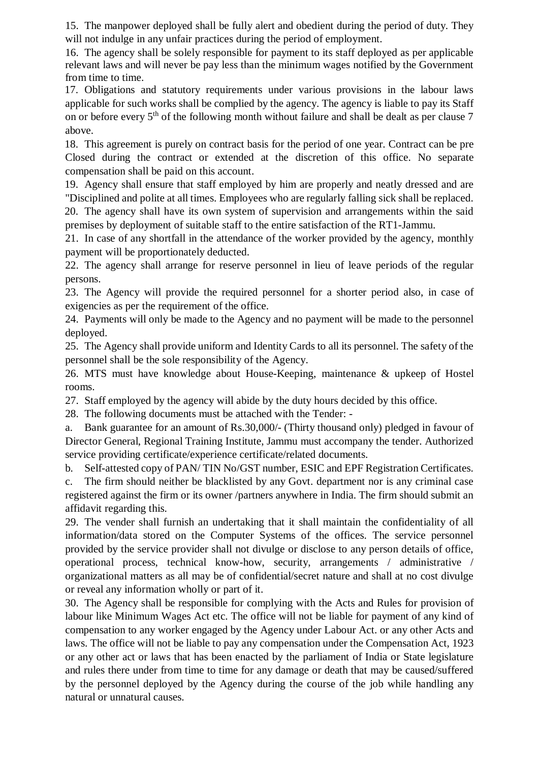15. The manpower deployed shall be fully alert and obedient during the period of duty. They will not indulge in any unfair practices during the period of employment.

16. The agency shall be solely responsible for payment to its staff deployed as per applicable relevant laws and will never be pay less than the minimum wages notified by the Government from time to time.

17. Obligations and statutory requirements under various provisions in the labour laws applicable for such works shall be complied by the agency. The agency is liable to pay its Staff on or before every 5th of the following month without failure and shall be dealt as per clause 7 above.

18. This agreement is purely on contract basis for the period of one year. Contract can be pre Closed during the contract or extended at the discretion of this office. No separate compensation shall be paid on this account.

19. Agency shall ensure that staff employed by him are properly and neatly dressed and are "Disciplined and polite at all times. Employees who are regularly falling sick shall be replaced.

20. The agency shall have its own system of supervision and arrangements within the said premises by deployment of suitable staff to the entire satisfaction of the RT1-Jammu.

21. In case of any shortfall in the attendance of the worker provided by the agency, monthly payment will be proportionately deducted.

22. The agency shall arrange for reserve personnel in lieu of leave periods of the regular persons.

23. The Agency will provide the required personnel for a shorter period also, in case of exigencies as per the requirement of the office.

24. Payments will only be made to the Agency and no payment will be made to the personnel deployed.

25. The Agency shall provide uniform and Identity Cards to all its personnel. The safety of the personnel shall be the sole responsibility of the Agency.

26. MTS must have knowledge about House-Keeping, maintenance & upkeep of Hostel rooms.

27. Staff employed by the agency will abide by the duty hours decided by this office.

28. The following documents must be attached with the Tender: -

a. Bank guarantee for an amount of Rs.30,000/- (Thirty thousand only) pledged in favour of Director General, Regional Training Institute, Jammu must accompany the tender. Authorized service providing certificate/experience certificate/related documents.

b. Self-attested copy of PAN/ TIN No/GST number, ESIC and EPF Registration Certificates.

c. The firm should neither be blacklisted by any Govt. department nor is any criminal case registered against the firm or its owner /partners anywhere in India. The firm should submit an affidavit regarding this.

29. The vender shall furnish an undertaking that it shall maintain the confidentiality of all information/data stored on the Computer Systems of the offices. The service personnel provided by the service provider shall not divulge or disclose to any person details of office, operational process, technical know-how, security, arrangements / administrative / organizational matters as all may be of confidential/secret nature and shall at no cost divulge or reveal any information wholly or part of it.

30. The Agency shall be responsible for complying with the Acts and Rules for provision of labour like Minimum Wages Act etc. The office will not be liable for payment of any kind of compensation to any worker engaged by the Agency under Labour Act. or any other Acts and laws. The office will not be liable to pay any compensation under the Compensation Act, 1923 or any other act or laws that has been enacted by the parliament of India or State legislature and rules there under from time to time for any damage or death that may be caused/suffered by the personnel deployed by the Agency during the course of the job while handling any natural or unnatural causes.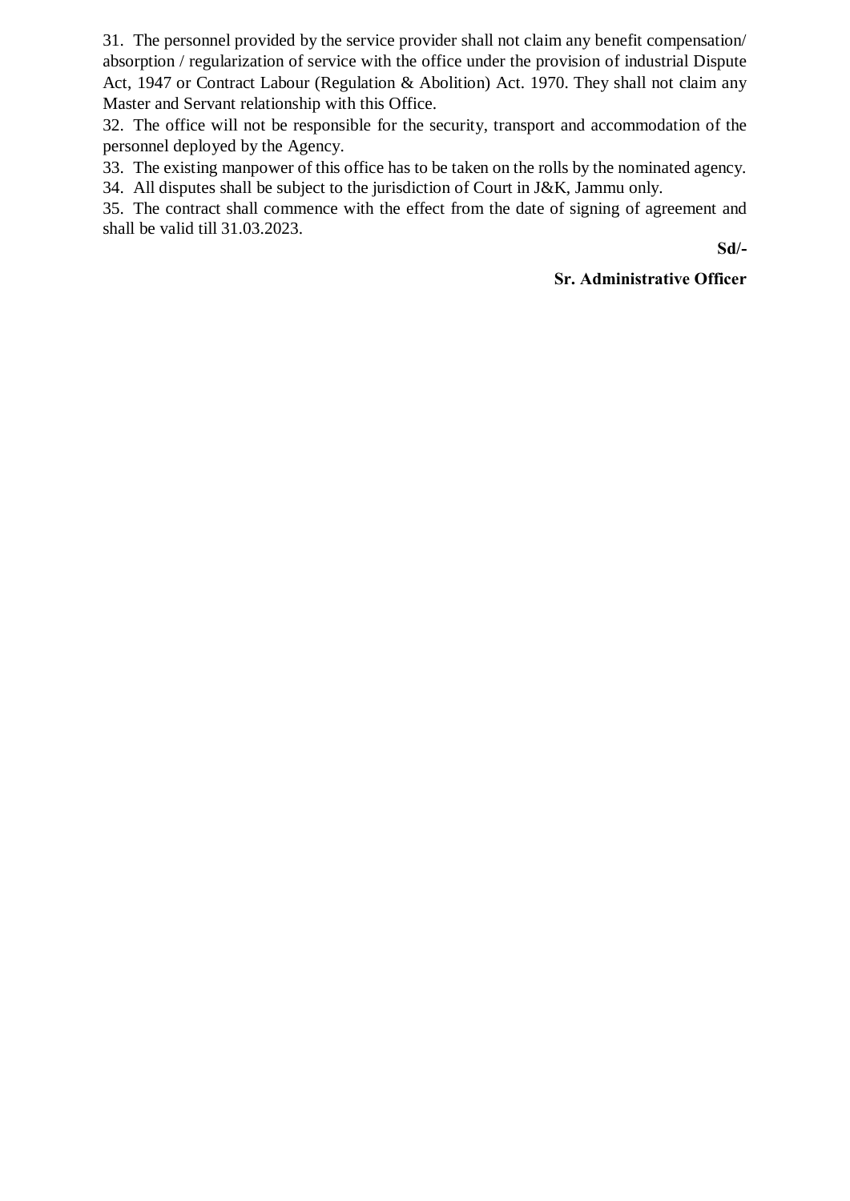31. The personnel provided by the service provider shall not claim any benefit compensation/ absorption / regularization of service with the office under the provision of industrial Dispute Act, 1947 or Contract Labour (Regulation & Abolition) Act. 1970. They shall not claim any Master and Servant relationship with this Office.

32. The office will not be responsible for the security, transport and accommodation of the personnel deployed by the Agency.

33. The existing manpower of this office has to be taken on the rolls by the nominated agency.

34. All disputes shall be subject to the jurisdiction of Court in J&K, Jammu only.

35. The contract shall commence with the effect from the date of signing of agreement and shall be valid till 31.03.2023.

**Sd/-**

**Sr. Administrative Officer**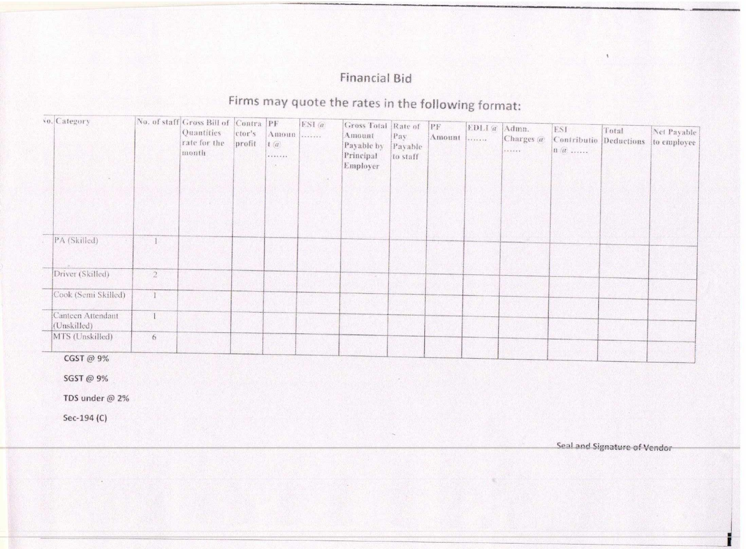## Financial Bid

### Firms may quote the rates in the following format:

| No. | Category | No. of staff | Gross Bill of Quantities rate for the month | Contractor's profit | PF Amount @ ....... | ESI @ ....... | Gross Total Amount Payable by Principal Employer | Rate of Pay Payable to staff | PF Amount | EDLI @ ....... | Admn. Charges @ ...... | ESI Contribution @ ...... | Total Deductions | Net Payable to employee |
|---|---|---|---|---|---|---|---|---|---|---|---|---|---|---|
| | PA (Skilled) | 1 | | | | | | | | | | | | |
| | Driver (Skilled) | 2 | | | | | | | | | | | | |
| | Cook (Semi Skilled) | 1 | | | | | | | | | | | | |
| | Canteen Attendant (Unskilled) | 1 | | | | | | | | | | | | |
| | MTS (Unskilled) | 6 | | | | | | | | | | | | |

**CGST @ 9%**

**SGST @ 9%**

**TDS under @ 2%**

**Sec-194 (C)**

Seal and Signature of Vendor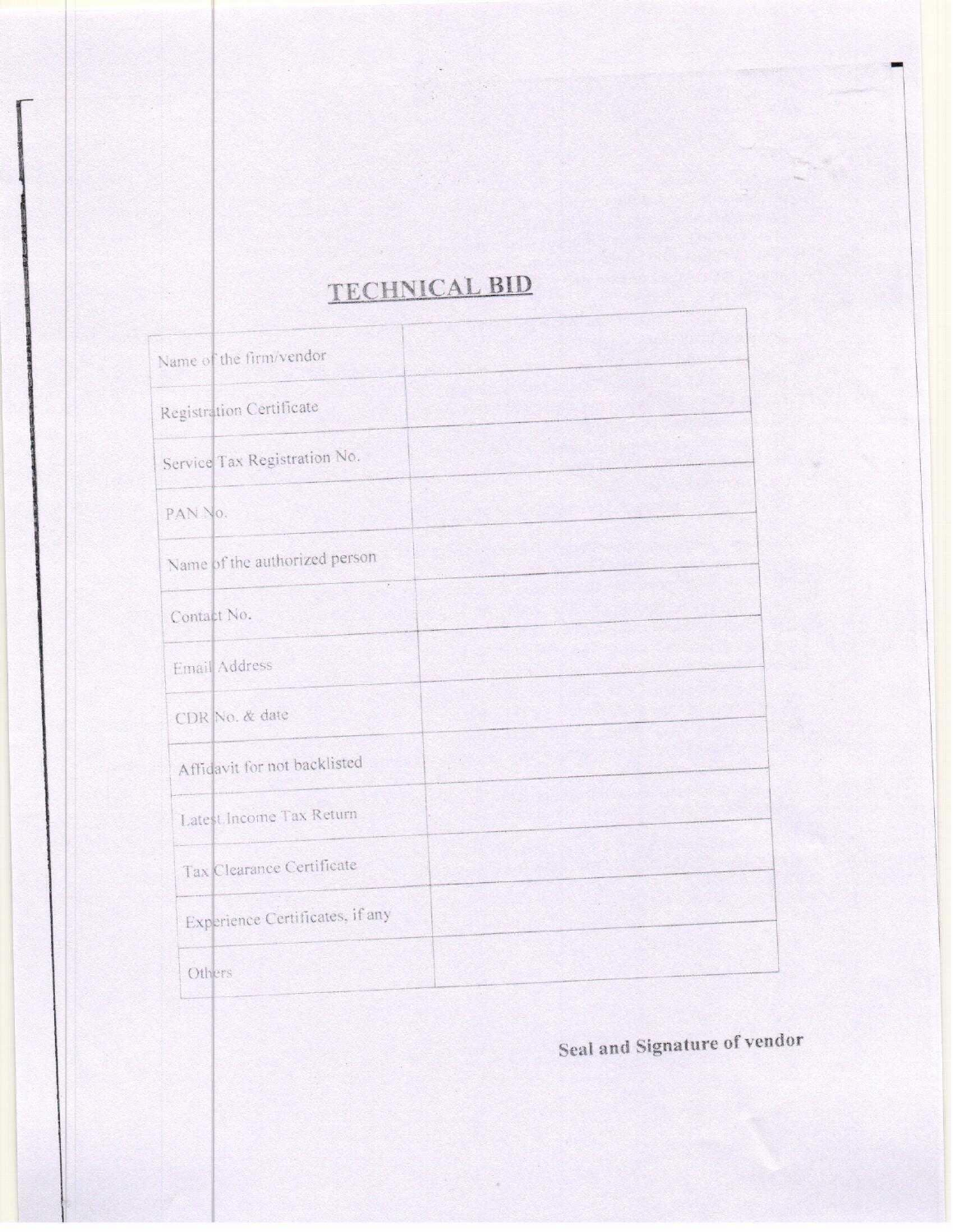# TECHNICAL BID

| | |
|---|---|
| Name of the firm/vendor | |
| Registration Certificate | |
| Service Tax Registration No. | |
| PAN No. | |
| Name of the authorized person | |
| Contact No. | |
| Email Address | |
| CDR No. & date | |
| Affidavit for not backlisted | |
| Latest Income Tax Return | |
| Tax Clearance Certificate | |
| Experience Certificates, if any | |
| Others | |

**Seal and Signature of vendor**